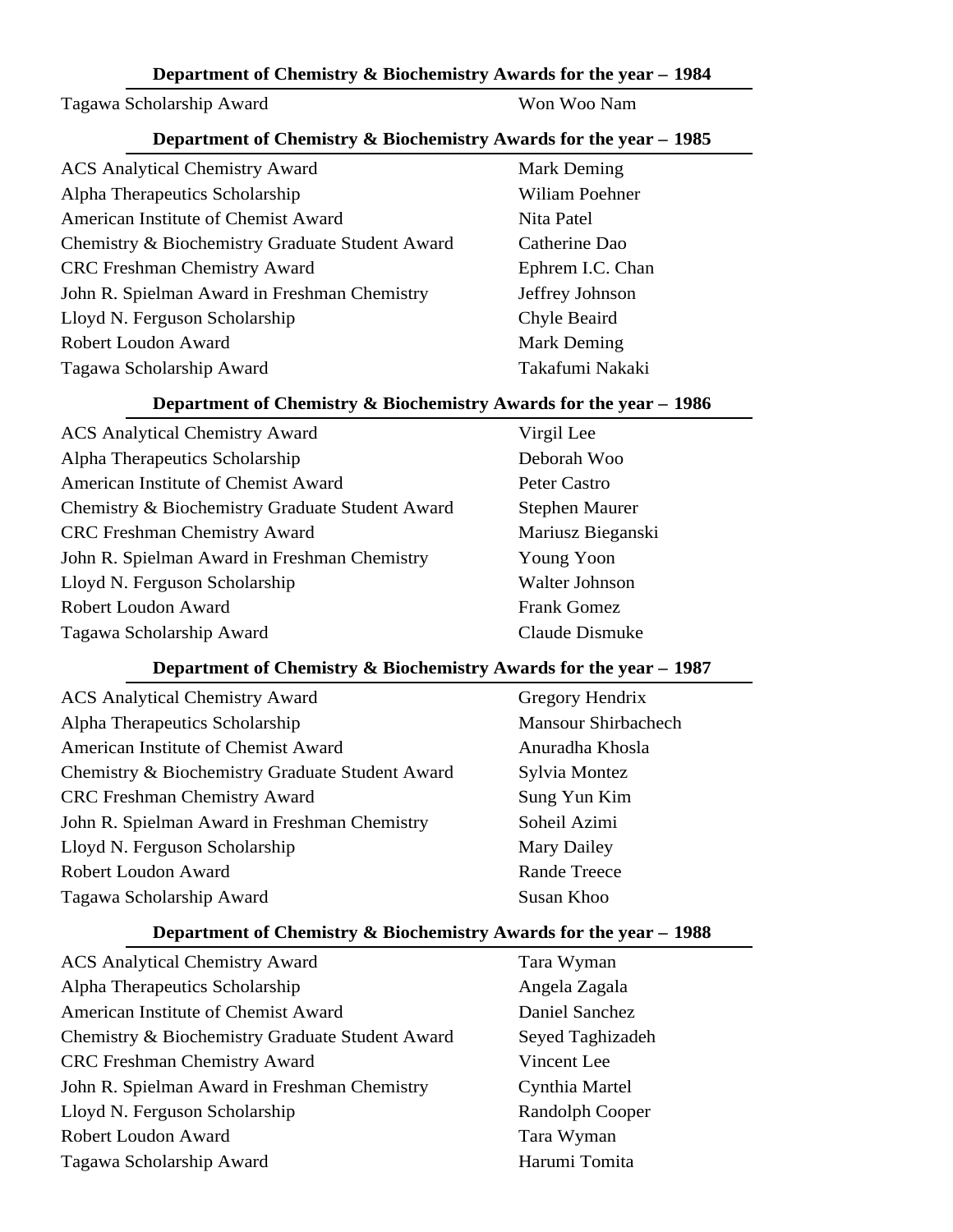### Department of Chemistry & Biochemistry Awards for the year – 1984

| | |
|---|---|
| Tagawa Scholarship Award | Won Woo Nam |

### Department of Chemistry & Biochemistry Awards for the year – 1985

| | |
|---|---|
| ACS Analytical Chemistry Award | Mark Deming |
| Alpha Therapeutics Scholarship | Wiliam Poehner |
| American Institute of Chemist Award | Nita Patel |
| Chemistry & Biochemistry Graduate Student Award | Catherine Dao |
| CRC Freshman Chemistry Award | Ephrem I.C. Chan |
| John R. Spielman Award in Freshman Chemistry | Jeffrey Johnson |
| Lloyd N. Ferguson Scholarship | Chyle Beaird |
| Robert Loudon Award | Mark Deming |
| Tagawa Scholarship Award | Takafumi Nakaki |

### Department of Chemistry & Biochemistry Awards for the year – 1986

| | |
|---|---|
| ACS Analytical Chemistry Award | Virgil Lee |
| Alpha Therapeutics Scholarship | Deborah Woo |
| American Institute of Chemist Award | Peter Castro |
| Chemistry & Biochemistry Graduate Student Award | Stephen Maurer |
| CRC Freshman Chemistry Award | Mariusz Bieganski |
| John R. Spielman Award in Freshman Chemistry | Young Yoon |
| Lloyd N. Ferguson Scholarship | Walter Johnson |
| Robert Loudon Award | Frank Gomez |
| Tagawa Scholarship Award | Claude Dismuke |

### Department of Chemistry & Biochemistry Awards for the year – 1987

| | |
|---|---|
| ACS Analytical Chemistry Award | Gregory Hendrix |
| Alpha Therapeutics Scholarship | Mansour Shirbachech |
| American Institute of Chemist Award | Anuradha Khosla |
| Chemistry & Biochemistry Graduate Student Award | Sylvia Montez |
| CRC Freshman Chemistry Award | Sung Yun Kim |
| John R. Spielman Award in Freshman Chemistry | Soheil Azimi |
| Lloyd N. Ferguson Scholarship | Mary Dailey |
| Robert Loudon Award | Rande Treece |
| Tagawa Scholarship Award | Susan Khoo |

### Department of Chemistry & Biochemistry Awards for the year – 1988

| | |
|---|---|
| ACS Analytical Chemistry Award | Tara Wyman |
| Alpha Therapeutics Scholarship | Angela Zagala |
| American Institute of Chemist Award | Daniel Sanchez |
| Chemistry & Biochemistry Graduate Student Award | Seyed Taghizadeh |
| CRC Freshman Chemistry Award | Vincent Lee |
| John R. Spielman Award in Freshman Chemistry | Cynthia Martel |
| Lloyd N. Ferguson Scholarship | Randolph Cooper |
| Robert Loudon Award | Tara Wyman |
| Tagawa Scholarship Award | Harumi Tomita |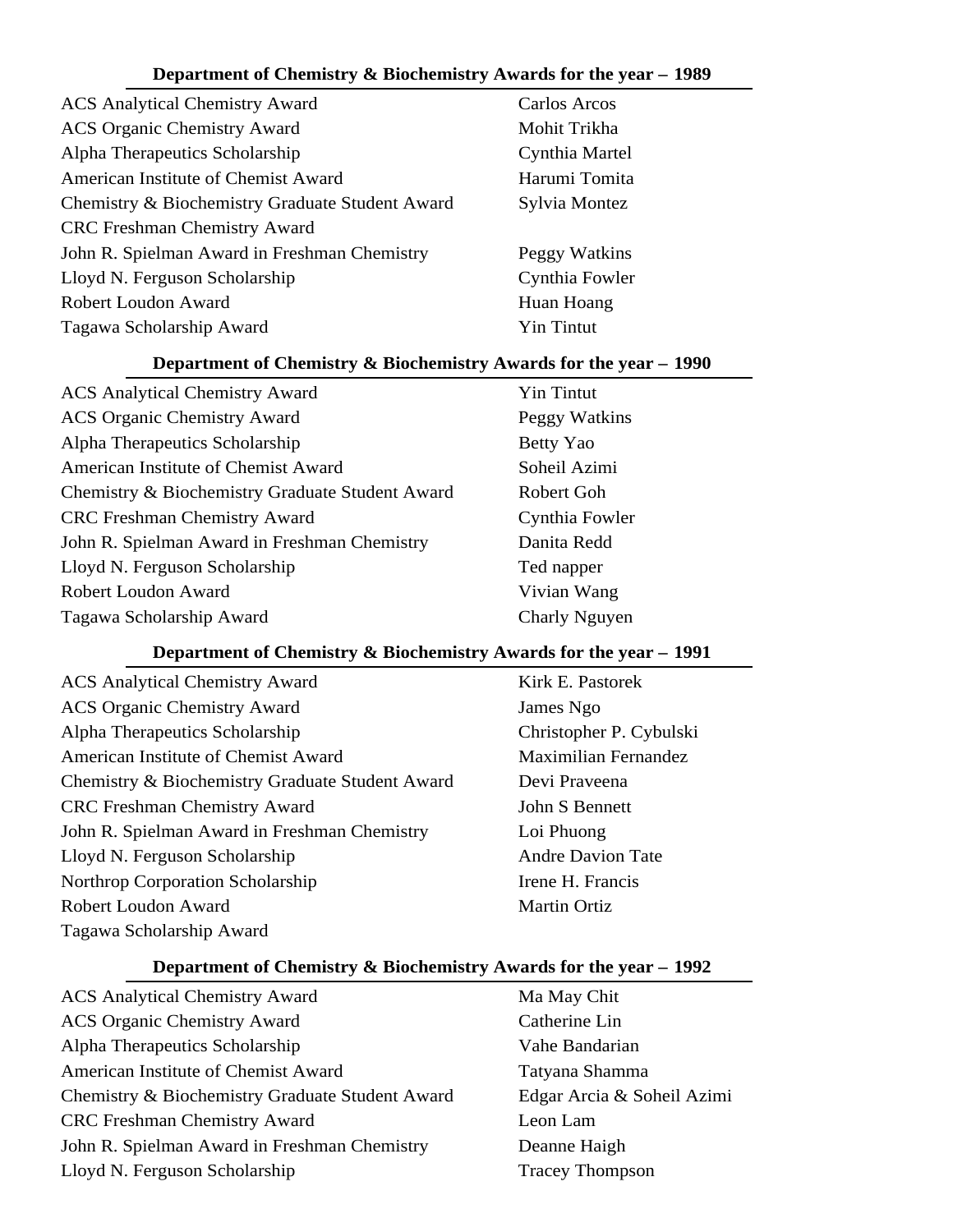## Department of Chemistry & Biochemistry Awards for the year – 1989

| Award | Recipient |
|---|---|
| ACS Analytical Chemistry Award | Carlos Arcos |
| ACS Organic Chemistry Award | Mohit Trikha |
| Alpha Therapeutics Scholarship | Cynthia Martel |
| American Institute of Chemist Award | Harumi Tomita |
| Chemistry & Biochemistry Graduate Student Award | Sylvia Montez |
| CRC Freshman Chemistry Award | |
| John R. Spielman Award in Freshman Chemistry | Peggy Watkins |
| Lloyd N. Ferguson Scholarship | Cynthia Fowler |
| Robert Loudon Award | Huan Hoang |
| Tagawa Scholarship Award | Yin Tintut |

## Department of Chemistry & Biochemistry Awards for the year – 1990

| Award | Recipient |
|---|---|
| ACS Analytical Chemistry Award | Yin Tintut |
| ACS Organic Chemistry Award | Peggy Watkins |
| Alpha Therapeutics Scholarship | Betty Yao |
| American Institute of Chemist Award | Soheil Azimi |
| Chemistry & Biochemistry Graduate Student Award | Robert Goh |
| CRC Freshman Chemistry Award | Cynthia Fowler |
| John R. Spielman Award in Freshman Chemistry | Danita Redd |
| Lloyd N. Ferguson Scholarship | Ted napper |
| Robert Loudon Award | Vivian Wang |
| Tagawa Scholarship Award | Charly Nguyen |

## Department of Chemistry & Biochemistry Awards for the year – 1991

| Award | Recipient |
|---|---|
| ACS Analytical Chemistry Award | Kirk E. Pastorek |
| ACS Organic Chemistry Award | James Ngo |
| Alpha Therapeutics Scholarship | Christopher P. Cybulski |
| American Institute of Chemist Award | Maximilian Fernandez |
| Chemistry & Biochemistry Graduate Student Award | Devi Praveena |
| CRC Freshman Chemistry Award | John S Bennett |
| John R. Spielman Award in Freshman Chemistry | Loi Phuong |
| Lloyd N. Ferguson Scholarship | Andre Davion Tate |
| Northrop Corporation Scholarship | Irene H. Francis |
| Robert Loudon Award | Martin Ortiz |
| Tagawa Scholarship Award | |

## Department of Chemistry & Biochemistry Awards for the year – 1992

| Award | Recipient |
|---|---|
| ACS Analytical Chemistry Award | Ma May Chit |
| ACS Organic Chemistry Award | Catherine Lin |
| Alpha Therapeutics Scholarship | Vahe Bandarian |
| American Institute of Chemist Award | Tatyana Shamma |
| Chemistry & Biochemistry Graduate Student Award | Edgar Arcia & Soheil Azimi |
| CRC Freshman Chemistry Award | Leon Lam |
| John R. Spielman Award in Freshman Chemistry | Deanne Haigh |
| Lloyd N. Ferguson Scholarship | Tracey Thompson |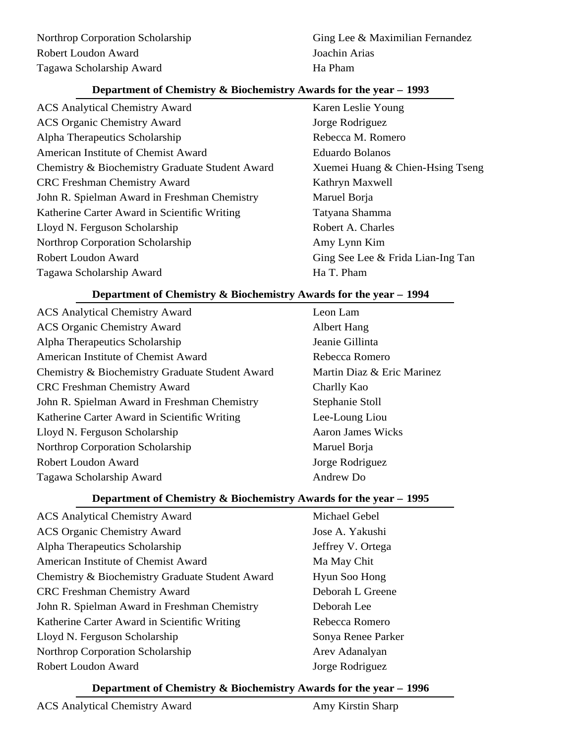| | |
|---|---|
| Northrop Corporation Scholarship | Ging Lee & Maximilian Fernandez |
| Robert Loudon Award | Joachin Arias |
| Tagawa Scholarship Award | Ha Pham |

### Department of Chemistry & Biochemistry Awards for the year – 1993

| | |
|---|---|
| ACS Analytical Chemistry Award | Karen Leslie Young |
| ACS Organic Chemistry Award | Jorge Rodriguez |
| Alpha Therapeutics Scholarship | Rebecca M. Romero |
| American Institute of Chemist Award | Eduardo Bolanos |
| Chemistry & Biochemistry Graduate Student Award | Xuemei Huang & Chien-Hsing Tseng |
| CRC Freshman Chemistry Award | Kathryn Maxwell |
| John R. Spielman Award in Freshman Chemistry | Maruel Borja |
| Katherine Carter Award in Scientific Writing | Tatyana Shamma |
| Lloyd N. Ferguson Scholarship | Robert A. Charles |
| Northrop Corporation Scholarship | Amy Lynn Kim |
| Robert Loudon Award | Ging See Lee & Frida Lian-Ing Tan |
| Tagawa Scholarship Award | Ha T. Pham |

### Department of Chemistry & Biochemistry Awards for the year – 1994

| | |
|---|---|
| ACS Analytical Chemistry Award | Leon Lam |
| ACS Organic Chemistry Award | Albert Hang |
| Alpha Therapeutics Scholarship | Jeanie Gillinta |
| American Institute of Chemist Award | Rebecca Romero |
| Chemistry & Biochemistry Graduate Student Award | Martin Diaz & Eric Marinez |
| CRC Freshman Chemistry Award | Charlly Kao |
| John R. Spielman Award in Freshman Chemistry | Stephanie Stoll |
| Katherine Carter Award in Scientific Writing | Lee-Loung Liou |
| Lloyd N. Ferguson Scholarship | Aaron James Wicks |
| Northrop Corporation Scholarship | Maruel Borja |
| Robert Loudon Award | Jorge Rodriguez |
| Tagawa Scholarship Award | Andrew Do |

### Department of Chemistry & Biochemistry Awards for the year – 1995

| | |
|---|---|
| ACS Analytical Chemistry Award | Michael Gebel |
| ACS Organic Chemistry Award | Jose A. Yakushi |
| Alpha Therapeutics Scholarship | Jeffrey V. Ortega |
| American Institute of Chemist Award | Ma May Chit |
| Chemistry & Biochemistry Graduate Student Award | Hyun Soo Hong |
| CRC Freshman Chemistry Award | Deborah L Greene |
| John R. Spielman Award in Freshman Chemistry | Deborah Lee |
| Katherine Carter Award in Scientific Writing | Rebecca Romero |
| Lloyd N. Ferguson Scholarship | Sonya Renee Parker |
| Northrop Corporation Scholarship | Arev Adanalyan |
| Robert Loudon Award | Jorge Rodriguez |

### Department of Chemistry & Biochemistry Awards for the year – 1996

| | |
|---|---|
| ACS Analytical Chemistry Award | Amy Kirstin Sharp |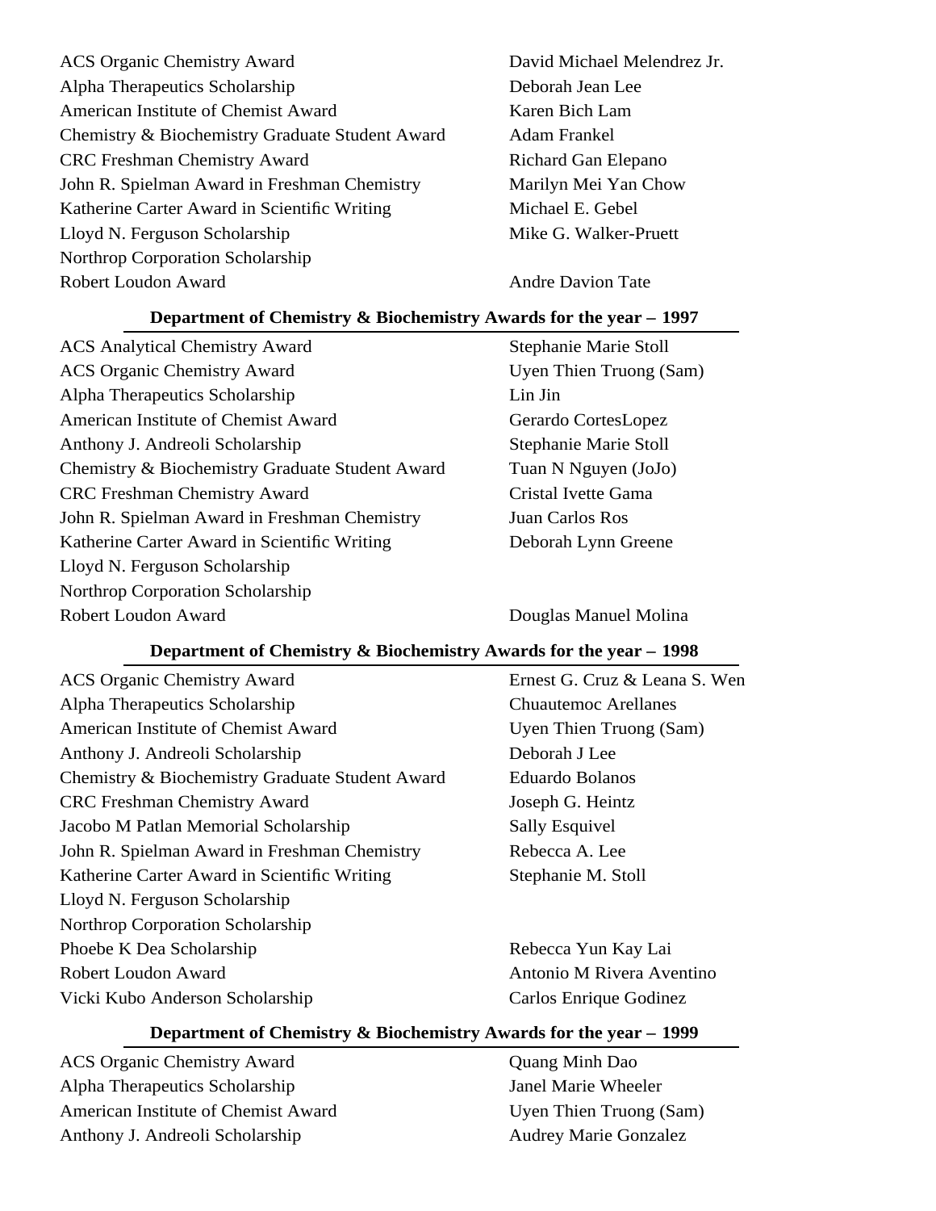| | |
|---|---|
| ACS Organic Chemistry Award | David Michael Melendrez Jr. |
| Alpha Therapeutics Scholarship | Deborah Jean Lee |
| American Institute of Chemist Award | Karen Bich Lam |
| Chemistry & Biochemistry Graduate Student Award | Adam Frankel |
| CRC Freshman Chemistry Award | Richard Gan Elepano |
| John R. Spielman Award in Freshman Chemistry | Marilyn Mei Yan Chow |
| Katherine Carter Award in Scientific Writing | Michael E. Gebel |
| Lloyd N. Ferguson Scholarship | Mike G. Walker-Pruett |
| Northrop Corporation Scholarship | |
| Robert Loudon Award | Andre Davion Tate |

## Department of Chemistry & Biochemistry Awards for the year – 1997

| | |
|---|---|
| ACS Analytical Chemistry Award | Stephanie Marie Stoll |
| ACS Organic Chemistry Award | Uyen Thien Truong (Sam) |
| Alpha Therapeutics Scholarship | Lin Jin |
| American Institute of Chemist Award | Gerardo CortesLopez |
| Anthony J. Andreoli Scholarship | Stephanie Marie Stoll |
| Chemistry & Biochemistry Graduate Student Award | Tuan N Nguyen (JoJo) |
| CRC Freshman Chemistry Award | Cristal Ivette Gama |
| John R. Spielman Award in Freshman Chemistry | Juan Carlos Ros |
| Katherine Carter Award in Scientific Writing | Deborah Lynn Greene |
| Lloyd N. Ferguson Scholarship | |
| Northrop Corporation Scholarship | |
| Robert Loudon Award | Douglas Manuel Molina |

## Department of Chemistry & Biochemistry Awards for the year – 1998

| | |
|---|---|
| ACS Organic Chemistry Award | Ernest G. Cruz & Leana S. Wen |
| Alpha Therapeutics Scholarship | Chuautemoc Arellanes |
| American Institute of Chemist Award | Uyen Thien Truong (Sam) |
| Anthony J. Andreoli Scholarship | Deborah J Lee |
| Chemistry & Biochemistry Graduate Student Award | Eduardo Bolanos |
| CRC Freshman Chemistry Award | Joseph G. Heintz |
| Jacobo M Patlan Memorial Scholarship | Sally Esquivel |
| John R. Spielman Award in Freshman Chemistry | Rebecca A. Lee |
| Katherine Carter Award in Scientific Writing | Stephanie M. Stoll |
| Lloyd N. Ferguson Scholarship | |
| Northrop Corporation Scholarship | |
| Phoebe K Dea Scholarship | Rebecca Yun Kay Lai |
| Robert Loudon Award | Antonio M Rivera Aventino |
| Vicki Kubo Anderson Scholarship | Carlos Enrique Godinez |

## Department of Chemistry & Biochemistry Awards for the year – 1999

| | |
|---|---|
| ACS Organic Chemistry Award | Quang Minh Dao |
| Alpha Therapeutics Scholarship | Janel Marie Wheeler |
| American Institute of Chemist Award | Uyen Thien Truong (Sam) |
| Anthony J. Andreoli Scholarship | Audrey Marie Gonzalez |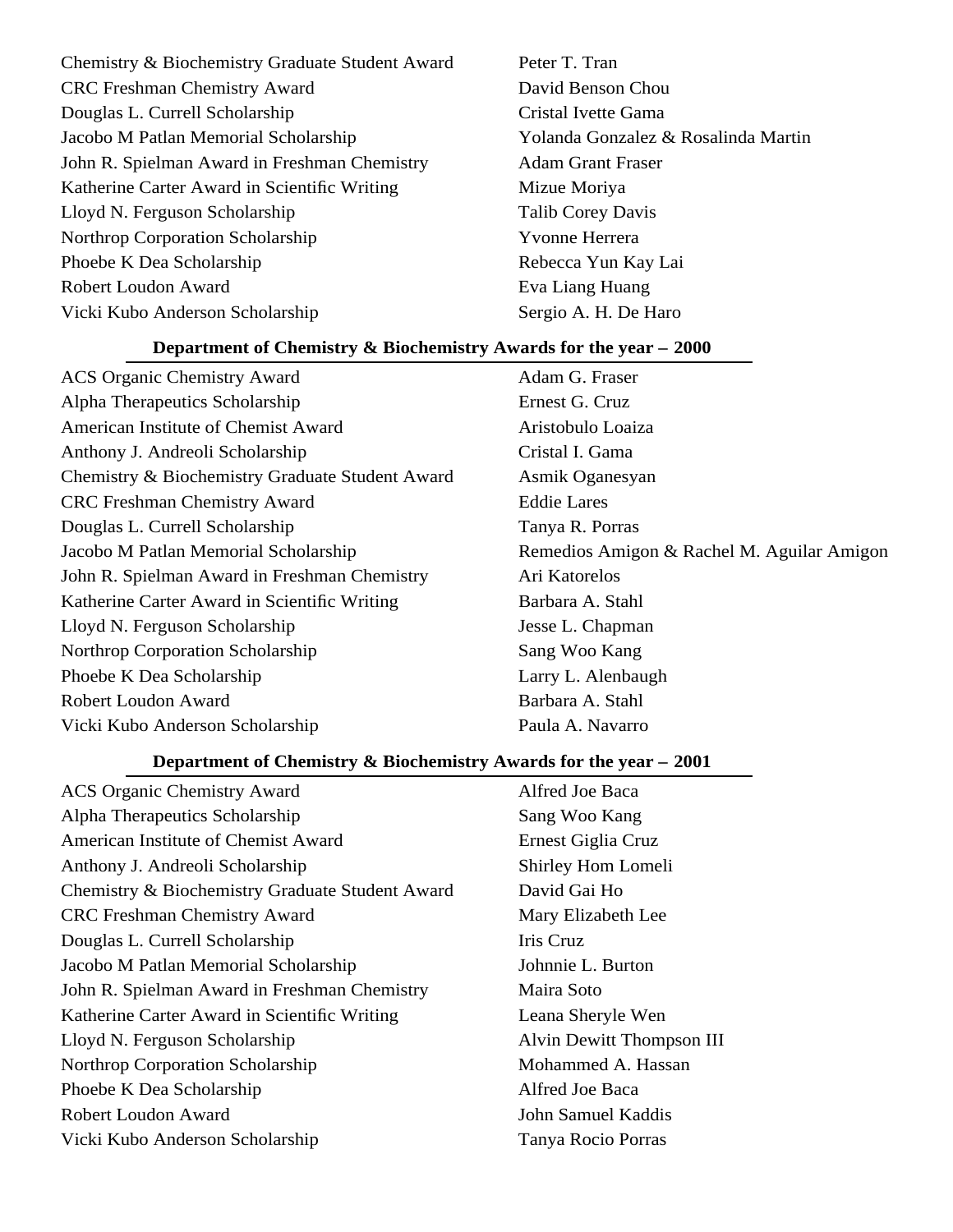| | |
|---|---|
| Chemistry & Biochemistry Graduate Student Award | Peter T. Tran |
| CRC Freshman Chemistry Award | David Benson Chou |
| Douglas L. Currell Scholarship | Cristal Ivette Gama |
| Jacobo M Patlan Memorial Scholarship | Yolanda Gonzalez & Rosalinda Martin |
| John R. Spielman Award in Freshman Chemistry | Adam Grant Fraser |
| Katherine Carter Award in Scientific Writing | Mizue Moriya |
| Lloyd N. Ferguson Scholarship | Talib Corey Davis |
| Northrop Corporation Scholarship | Yvonne Herrera |
| Phoebe K Dea Scholarship | Rebecca Yun Kay Lai |
| Robert Loudon Award | Eva Liang Huang |
| Vicki Kubo Anderson Scholarship | Sergio A. H. De Haro |

**Department of Chemistry & Biochemistry Awards for the year – 2000**

| | |
|---|---|
| ACS Organic Chemistry Award | Adam G. Fraser |
| Alpha Therapeutics Scholarship | Ernest G. Cruz |
| American Institute of Chemist Award | Aristobulo Loaiza |
| Anthony J. Andreoli Scholarship | Cristal I. Gama |
| Chemistry & Biochemistry Graduate Student Award | Asmik Oganesyan |
| CRC Freshman Chemistry Award | Eddie Lares |
| Douglas L. Currell Scholarship | Tanya R. Porras |
| Jacobo M Patlan Memorial Scholarship | Remedios Amigon & Rachel M. Aguilar Amigon |
| John R. Spielman Award in Freshman Chemistry | Ari Katorelos |
| Katherine Carter Award in Scientific Writing | Barbara A. Stahl |
| Lloyd N. Ferguson Scholarship | Jesse L. Chapman |
| Northrop Corporation Scholarship | Sang Woo Kang |
| Phoebe K Dea Scholarship | Larry L. Alenbaugh |
| Robert Loudon Award | Barbara A. Stahl |
| Vicki Kubo Anderson Scholarship | Paula A. Navarro |

**Department of Chemistry & Biochemistry Awards for the year – 2001**

| | |
|---|---|
| ACS Organic Chemistry Award | Alfred Joe Baca |
| Alpha Therapeutics Scholarship | Sang Woo Kang |
| American Institute of Chemist Award | Ernest Giglia Cruz |
| Anthony J. Andreoli Scholarship | Shirley Hom Lomeli |
| Chemistry & Biochemistry Graduate Student Award | David Gai Ho |
| CRC Freshman Chemistry Award | Mary Elizabeth Lee |
| Douglas L. Currell Scholarship | Iris Cruz |
| Jacobo M Patlan Memorial Scholarship | Johnnie L. Burton |
| John R. Spielman Award in Freshman Chemistry | Maira Soto |
| Katherine Carter Award in Scientific Writing | Leana Sheryle Wen |
| Lloyd N. Ferguson Scholarship | Alvin Dewitt Thompson III |
| Northrop Corporation Scholarship | Mohammed A. Hassan |
| Phoebe K Dea Scholarship | Alfred Joe Baca |
| Robert Loudon Award | John Samuel Kaddis |
| Vicki Kubo Anderson Scholarship | Tanya Rocio Porras |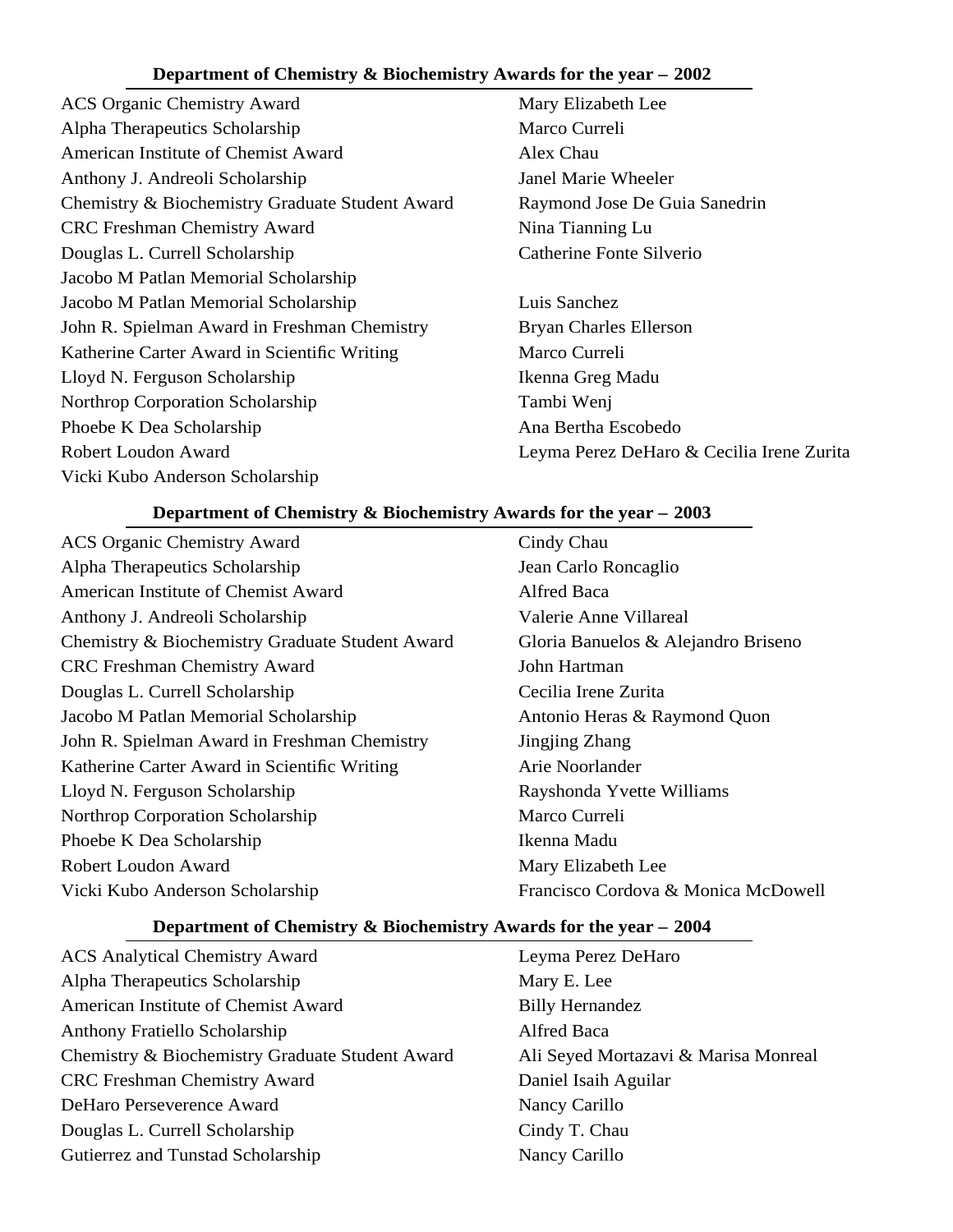### Department of Chemistry & Biochemistry Awards for the year – 2002

| Award | Recipient |
| --- | --- |
| ACS Organic Chemistry Award | Mary Elizabeth Lee |
| Alpha Therapeutics Scholarship | Marco Curreli |
| American Institute of Chemist Award | Alex Chau |
| Anthony J. Andreoli Scholarship | Janel Marie Wheeler |
| Chemistry & Biochemistry Graduate Student Award | Raymond Jose De Guia Sanedrin |
| CRC Freshman Chemistry Award | Nina Tianning Lu |
| Douglas L. Currell Scholarship | Catherine Fonte Silverio |
| Jacobo M Patlan Memorial Scholarship | |
| Jacobo M Patlan Memorial Scholarship | Luis Sanchez |
| John R. Spielman Award in Freshman Chemistry | Bryan Charles Ellerson |
| Katherine Carter Award in Scientific Writing | Marco Curreli |
| Lloyd N. Ferguson Scholarship | Ikenna Greg Madu |
| Northrop Corporation Scholarship | Tambi Wenj |
| Phoebe K Dea Scholarship | Ana Bertha Escobedo |
| Robert Loudon Award | Leyma Perez DeHaro & Cecilia Irene Zurita |
| Vicki Kubo Anderson Scholarship | |

### Department of Chemistry & Biochemistry Awards for the year – 2003

| Award | Recipient |
| --- | --- |
| ACS Organic Chemistry Award | Cindy Chau |
| Alpha Therapeutics Scholarship | Jean Carlo Roncaglio |
| American Institute of Chemist Award | Alfred Baca |
| Anthony J. Andreoli Scholarship | Valerie Anne Villareal |
| Chemistry & Biochemistry Graduate Student Award | Gloria Banuelos & Alejandro Briseno |
| CRC Freshman Chemistry Award | John Hartman |
| Douglas L. Currell Scholarship | Cecilia Irene Zurita |
| Jacobo M Patlan Memorial Scholarship | Antonio Heras & Raymond Quon |
| John R. Spielman Award in Freshman Chemistry | Jingjing Zhang |
| Katherine Carter Award in Scientific Writing | Arie Noorlander |
| Lloyd N. Ferguson Scholarship | Rayshonda Yvette Williams |
| Northrop Corporation Scholarship | Marco Curreli |
| Phoebe K Dea Scholarship | Ikenna Madu |
| Robert Loudon Award | Mary Elizabeth Lee |
| Vicki Kubo Anderson Scholarship | Francisco Cordova & Monica McDowell |

### Department of Chemistry & Biochemistry Awards for the year – 2004

| Award | Recipient |
| --- | --- |
| ACS Analytical Chemistry Award | Leyma Perez DeHaro |
| Alpha Therapeutics Scholarship | Mary E. Lee |
| American Institute of Chemist Award | Billy Hernandez |
| Anthony Fratiello Scholarship | Alfred Baca |
| Chemistry & Biochemistry Graduate Student Award | Ali Seyed Mortazavi & Marisa Monreal |
| CRC Freshman Chemistry Award | Daniel Isaih Aguilar |
| DeHaro Perseverence Award | Nancy Carillo |
| Douglas L. Currell Scholarship | Cindy T. Chau |
| Gutierrez and Tunstad Scholarship | Nancy Carillo |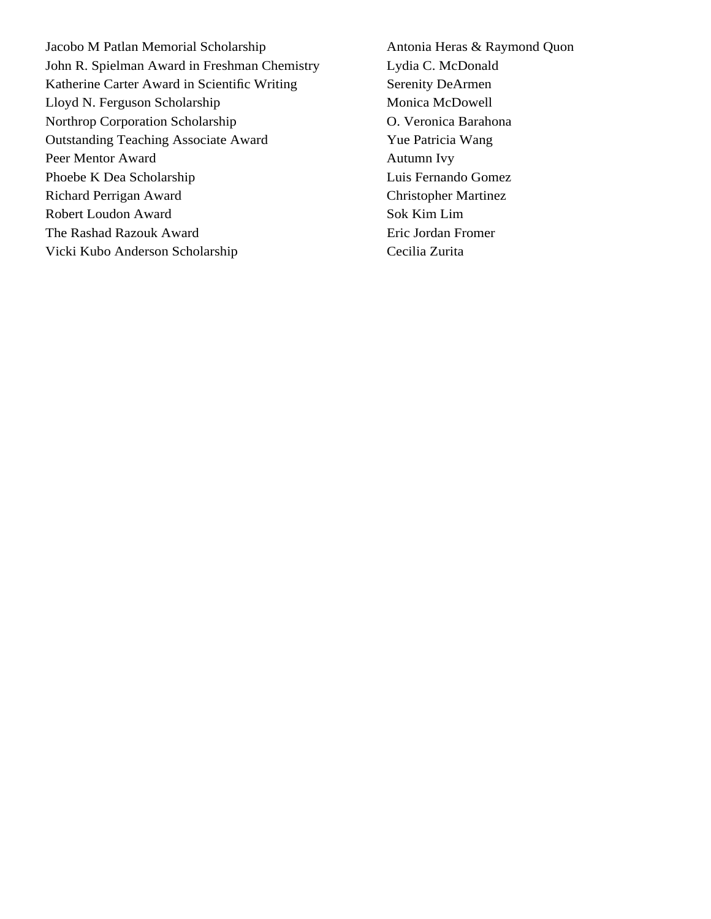| | |
|---|---|
| Jacobo M Patlan Memorial Scholarship | Antonia Heras & Raymond Quon |
| John R. Spielman Award in Freshman Chemistry | Lydia C. McDonald |
| Katherine Carter Award in Scientific Writing | Serenity DeArmen |
| Lloyd N. Ferguson Scholarship | Monica McDowell |
| Northrop Corporation Scholarship | O. Veronica Barahona |
| Outstanding Teaching Associate Award | Yue Patricia Wang |
| Peer Mentor Award | Autumn Ivy |
| Phoebe K Dea Scholarship | Luis Fernando Gomez |
| Richard Perrigan Award | Christopher Martinez |
| Robert Loudon Award | Sok Kim Lim |
| The Rashad Razouk Award | Eric Jordan Fromer |
| Vicki Kubo Anderson Scholarship | Cecilia Zurita |